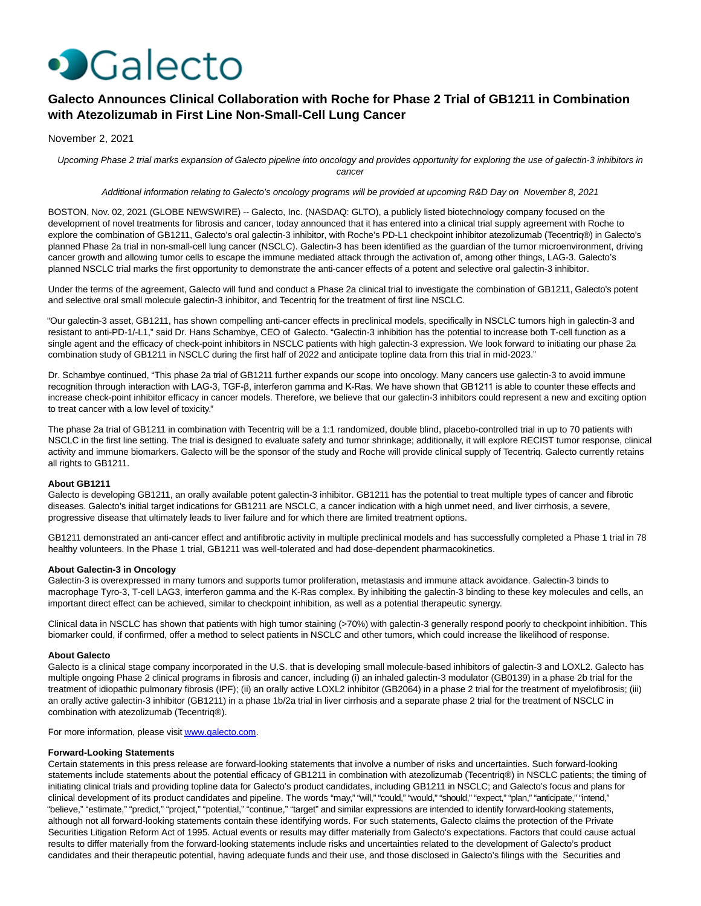# Galecto

## Galecto Announces Clinical Collaboration with Roche for Phase 2 Trial of GB1211 in Combination with Atezolizumab in First Line Non-Small-Cell Lung Cancer

November 2, 2021

*Upcoming Phase 2 trial marks expansion of Galecto pipeline into oncology and provides opportunity for exploring the use of galectin-3 inhibitors in cancer*

*Additional information relating to Galecto's oncology programs will be provided at upcoming R&D Day on November 8, 2021*

BOSTON, Nov. 02, 2021 (GLOBE NEWSWIRE) -- Galecto, Inc. (NASDAQ: GLTO), a publicly listed biotechnology company focused on the development of novel treatments for fibrosis and cancer, today announced that it has entered into a clinical trial supply agreement with Roche to explore the combination of GB1211, Galecto's oral galectin-3 inhibitor, with Roche's PD-L1 checkpoint inhibitor atezolizumab (Tecentriq®) in Galecto's planned Phase 2a trial in non-small-cell lung cancer (NSCLC). Galectin-3 has been identified as the guardian of the tumor microenvironment, driving cancer growth and allowing tumor cells to escape the immune mediated attack through the activation of, among other things, LAG-3. Galecto's planned NSCLC trial marks the first opportunity to demonstrate the anti-cancer effects of a potent and selective oral galectin-3 inhibitor.

Under the terms of the agreement, Galecto will fund and conduct a Phase 2a clinical trial to investigate the combination of GB1211, Galecto's potent and selective oral small molecule galectin-3 inhibitor, and Tecentriq for the treatment of first line NSCLC.

"Our galectin-3 asset, GB1211, has shown compelling anti-cancer effects in preclinical models, specifically in NSCLC tumors high in galectin-3 and resistant to anti-PD-1/-L1," said Dr. Hans Schambye, CEO of Galecto. "Galectin-3 inhibition has the potential to increase both T-cell function as a single agent and the efficacy of check-point inhibitors in NSCLC patients with high galectin-3 expression. We look forward to initiating our phase 2a combination study of GB1211 in NSCLC during the first half of 2022 and anticipate topline data from this trial in mid-2023."

Dr. Schambye continued, "This phase 2a trial of GB1211 further expands our scope into oncology. Many cancers use galectin-3 to avoid immune recognition through interaction with LAG-3, TGF-β, interferon gamma and K-Ras. We have shown that GB1211 is able to counter these effects and increase check-point inhibitor efficacy in cancer models. Therefore, we believe that our galectin-3 inhibitors could represent a new and exciting option to treat cancer with a low level of toxicity."

The phase 2a trial of GB1211 in combination with Tecentriq will be a 1:1 randomized, double blind, placebo-controlled trial in up to 70 patients with NSCLC in the first line setting. The trial is designed to evaluate safety and tumor shrinkage; additionally, it will explore RECIST tumor response, clinical activity and immune biomarkers. Galecto will be the sponsor of the study and Roche will provide clinical supply of Tecentriq. Galecto currently retains all rights to GB1211.

**About GB1211**

Galecto is developing GB1211, an orally available potent galectin-3 inhibitor. GB1211 has the potential to treat multiple types of cancer and fibrotic diseases. Galecto's initial target indications for GB1211 are NSCLC, a cancer indication with a high unmet need, and liver cirrhosis, a severe, progressive disease that ultimately leads to liver failure and for which there are limited treatment options.

GB1211 demonstrated an anti-cancer effect and antifibrotic activity in multiple preclinical models and has successfully completed a Phase 1 trial in 78 healthy volunteers. In the Phase 1 trial, GB1211 was well-tolerated and had dose-dependent pharmacokinetics.

**About Galectin-3 in Oncology**

Galectin-3 is overexpressed in many tumors and supports tumor proliferation, metastasis and immune attack avoidance. Galectin-3 binds to macrophage Tyro-3, T-cell LAG3, interferon gamma and the K-Ras complex. By inhibiting the galectin-3 binding to these key molecules and cells, an important direct effect can be achieved, similar to checkpoint inhibition, as well as a potential therapeutic synergy.

Clinical data in NSCLC has shown that patients with high tumor staining (>70%) with galectin-3 generally respond poorly to checkpoint inhibition. This biomarker could, if confirmed, offer a method to select patients in NSCLC and other tumors, which could increase the likelihood of response.

**About Galecto**

Galecto is a clinical stage company incorporated in the U.S. that is developing small molecule-based inhibitors of galectin-3 and LOXL2. Galecto has multiple ongoing Phase 2 clinical programs in fibrosis and cancer, including (i) an inhaled galectin-3 modulator (GB0139) in a phase 2b trial for the treatment of idiopathic pulmonary fibrosis (IPF); (ii) an orally active LOXL2 inhibitor (GB2064) in a phase 2 trial for the treatment of myelofibrosis; (iii) an orally active galectin-3 inhibitor (GB1211) in a phase 1b/2a trial in liver cirrhosis and a separate phase 2 trial for the treatment of NSCLC in combination with atezolizumab (Tecentriq®).

For more information, please visit www.galecto.com.

**Forward-Looking Statements**

Certain statements in this press release are forward-looking statements that involve a number of risks and uncertainties. Such forward-looking statements include statements about the potential efficacy of GB1211 in combination with atezolizumab (Tecentriq®) in NSCLC patients; the timing of initiating clinical trials and providing topline data for Galecto's product candidates, including GB1211 in NSCLC; and Galecto's focus and plans for clinical development of its product candidates and pipeline. The words "may," "will," "could," "would," "should," "expect," "plan," "anticipate," "intend," "believe," "estimate," "predict," "project," "potential," "continue," "target" and similar expressions are intended to identify forward-looking statements, although not all forward-looking statements contain these identifying words. For such statements, Galecto claims the protection of the Private Securities Litigation Reform Act of 1995. Actual events or results may differ materially from Galecto's expectations. Factors that could cause actual results to differ materially from the forward-looking statements include risks and uncertainties related to the development of Galecto's product candidates and their therapeutic potential, having adequate funds and their use, and those disclosed in Galecto's filings with the Securities and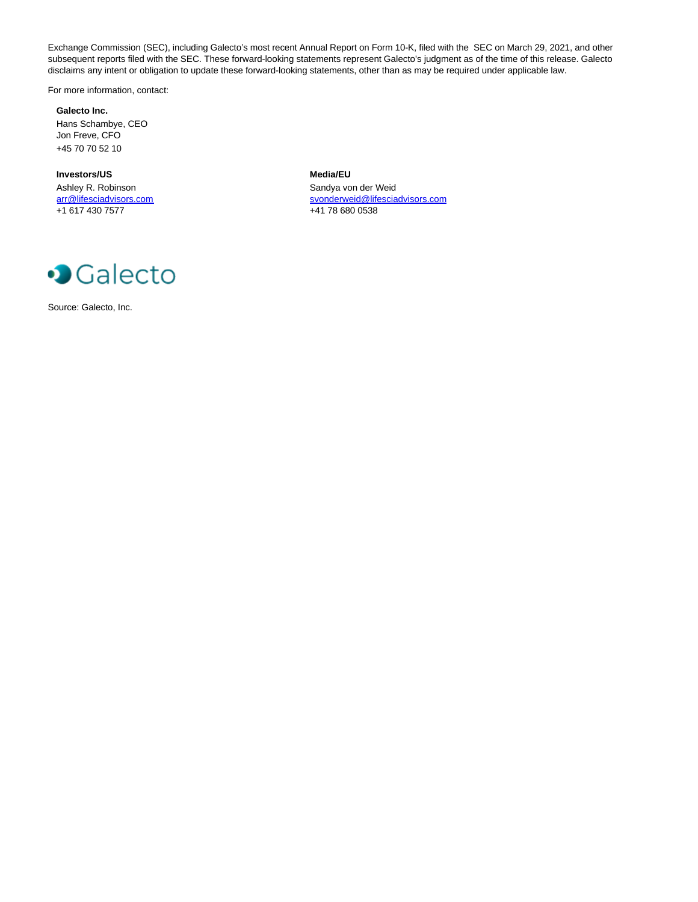Exchange Commission (SEC), including Galecto's most recent Annual Report on Form 10-K, filed with the SEC on March 29, 2021, and other subsequent reports filed with the SEC. These forward-looking statements represent Galecto's judgment as of the time of this release. Galecto disclaims any intent or obligation to update these forward-looking statements, other than as may be required under applicable law.

For more information, contact:

**Galecto Inc.**
Hans Schambye, CEO
Jon Freve, CFO
+45 70 70 52 10

**Investors/US**
Ashley R. Robinson
arr@lifesciadvisors.com
+1 617 430 7577

**Media/EU**
Sandya von der Weid
svonderweid@lifesciadvisors.com
+41 78 680 0538

Galecto

Source: Galecto, Inc.